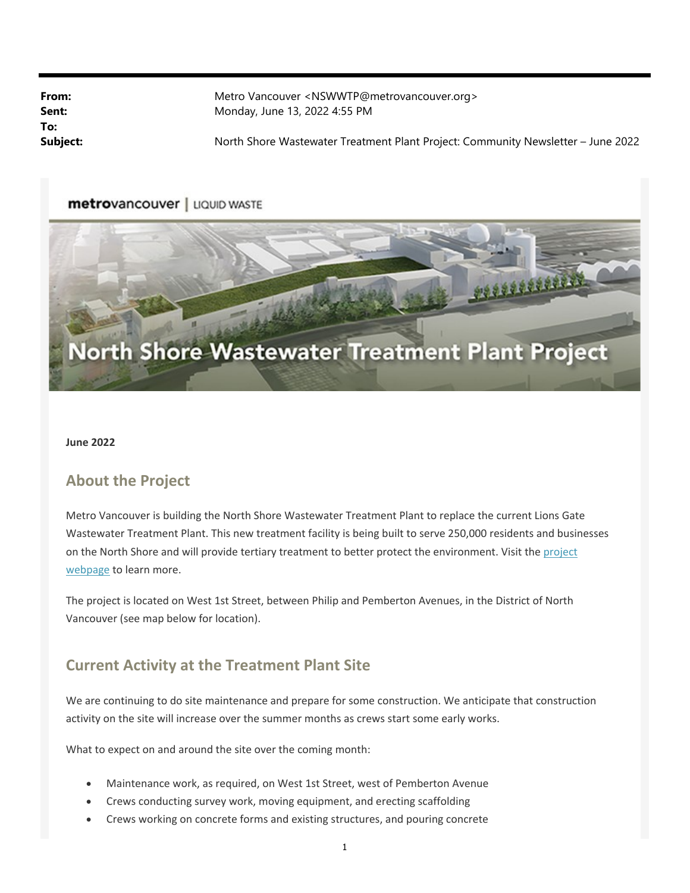**From:** Metro Vancouver <NSWWTP@metrovancouver.org>
**Sent:** Monday, June 13, 2022 4:55 PM
**To:**
**Subject:** North Shore Wastewater Treatment Plant Project: Community Newsletter – June 2022

metrovancouver | LIQUID WASTE

# North Shore Wastewater Treatment Plant Project

**June 2022**

## About the Project

Metro Vancouver is building the North Shore Wastewater Treatment Plant to replace the current Lions Gate Wastewater Treatment Plant. This new treatment facility is being built to serve 250,000 residents and businesses on the North Shore and will provide tertiary treatment to better protect the environment. Visit the project webpage to learn more.

The project is located on West 1st Street, between Philip and Pemberton Avenues, in the District of North Vancouver (see map below for location).

## Current Activity at the Treatment Plant Site

We are continuing to do site maintenance and prepare for some construction. We anticipate that construction activity on the site will increase over the summer months as crews start some early works.

What to expect on and around the site over the coming month:

- Maintenance work, as required, on West 1st Street, west of Pemberton Avenue
- Crews conducting survey work, moving equipment, and erecting scaffolding
- Crews working on concrete forms and existing structures, and pouring concrete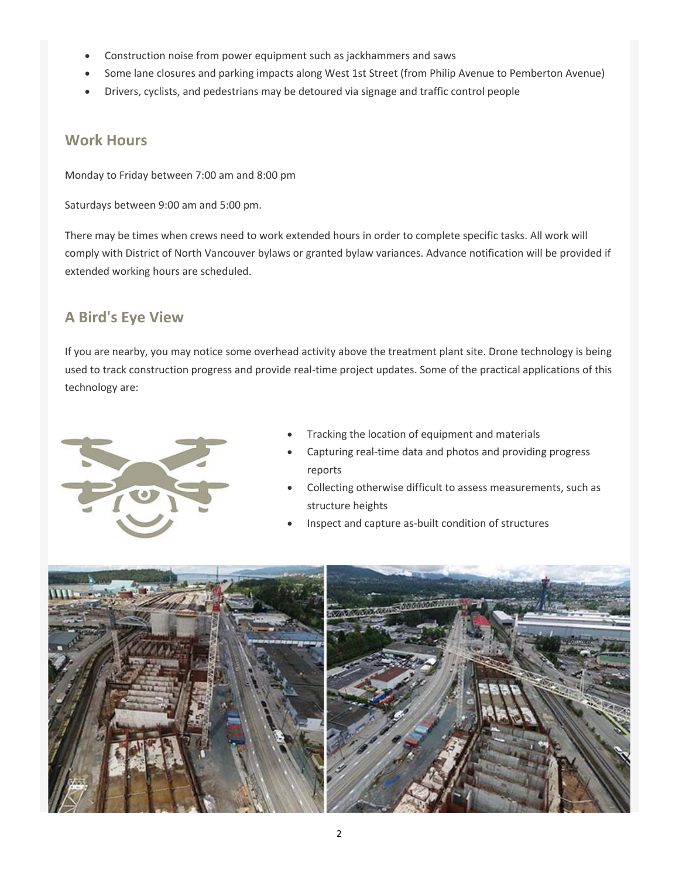- Construction noise from power equipment such as jackhammers and saws
- Some lane closures and parking impacts along West 1st Street (from Philip Avenue to Pemberton Avenue)
- Drivers, cyclists, and pedestrians may be detoured via signage and traffic control people

## Work Hours

Monday to Friday between 7:00 am and 8:00 pm

Saturdays between 9:00 am and 5:00 pm.

There may be times when crews need to work extended hours in order to complete specific tasks. All work will comply with District of North Vancouver bylaws or granted bylaw variances. Advance notification will be provided if extended working hours are scheduled.

## A Bird's Eye View

If you are nearby, you may notice some overhead activity above the treatment plant site. Drone technology is being used to track construction progress and provide real-time project updates. Some of the practical applications of this technology are:

- Tracking the location of equipment and materials
- Capturing real-time data and photos and providing progress reports
- Collecting otherwise difficult to assess measurements, such as structure heights
- Inspect and capture as-built condition of structures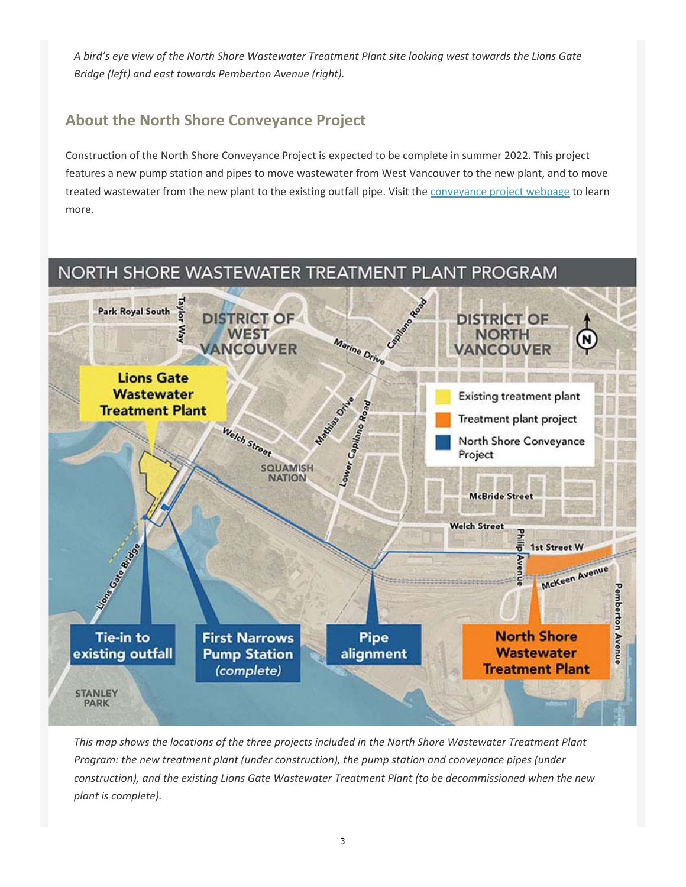*A bird's eye view of the North Shore Wastewater Treatment Plant site looking west towards the Lions Gate Bridge (left) and east towards Pemberton Avenue (right).*

## About the North Shore Conveyance Project

Construction of the North Shore Conveyance Project is expected to be complete in summer 2022. This project features a new pump station and pipes to move wastewater from West Vancouver to the new plant, and to move treated wastewater from the new plant to the existing outfall pipe. Visit the [conveyance project webpage]() to learn more.

*This map shows the locations of the three projects included in the North Shore Wastewater Treatment Plant Program: the new treatment plant (under construction), the pump station and conveyance pipes (under construction), and the existing Lions Gate Wastewater Treatment Plant (to be decommissioned when the new plant is complete).*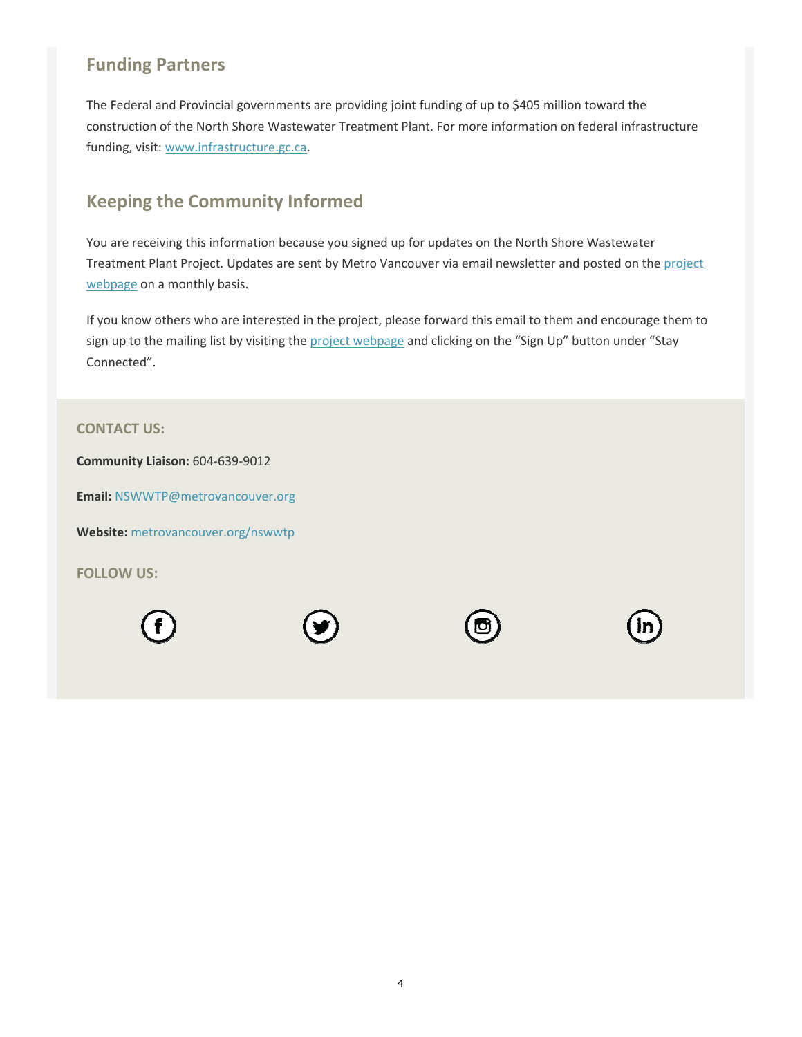## Funding Partners

The Federal and Provincial governments are providing joint funding of up to $405 million toward the construction of the North Shore Wastewater Treatment Plant. For more information on federal infrastructure funding, visit: [www.infrastructure.gc.ca](http://www.infrastructure.gc.ca).

## Keeping the Community Informed

You are receiving this information because you signed up for updates on the North Shore Wastewater Treatment Plant Project. Updates are sent by Metro Vancouver via email newsletter and posted on the project webpage on a monthly basis.

If you know others who are interested in the project, please forward this email to them and encourage them to sign up to the mailing list by visiting the project webpage and clicking on the “Sign Up” button under “Stay Connected”.

### CONTACT US:

**Community Liaison:** 604-639-9012

**Email:** NSWWTP@metrovancouver.org

**Website:** metrovancouver.org/nswwtp

### FOLLOW US: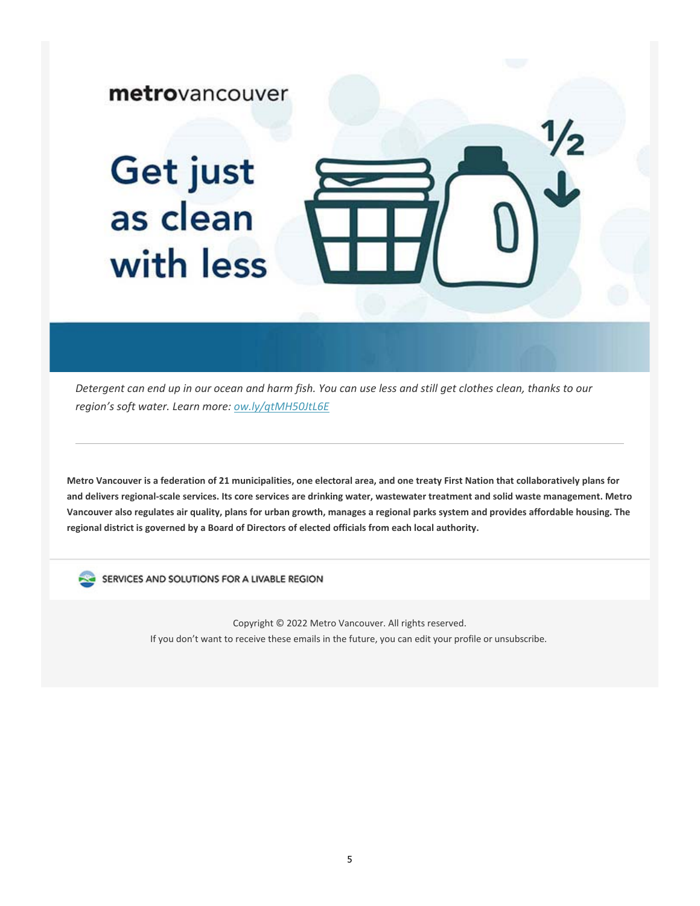metrovancouver

# Get just as clean with less

½

*Detergent can end up in our ocean and harm fish. You can use less and still get clothes clean, thanks to our region's soft water. Learn more: ow.ly/qtMH50JtL6E*

---

**Metro Vancouver is a federation of 21 municipalities, one electoral area, and one treaty First Nation that collaboratively plans for and delivers regional-scale services. Its core services are drinking water, wastewater treatment and solid waste management. Metro Vancouver also regulates air quality, plans for urban growth, manages a regional parks system and provides affordable housing. The regional district is governed by a Board of Directors of elected officials from each local authority.**

SERVICES AND SOLUTIONS FOR A LIVABLE REGION

Copyright © 2022 Metro Vancouver. All rights reserved.

If you don't want to receive these emails in the future, you can edit your profile or unsubscribe.